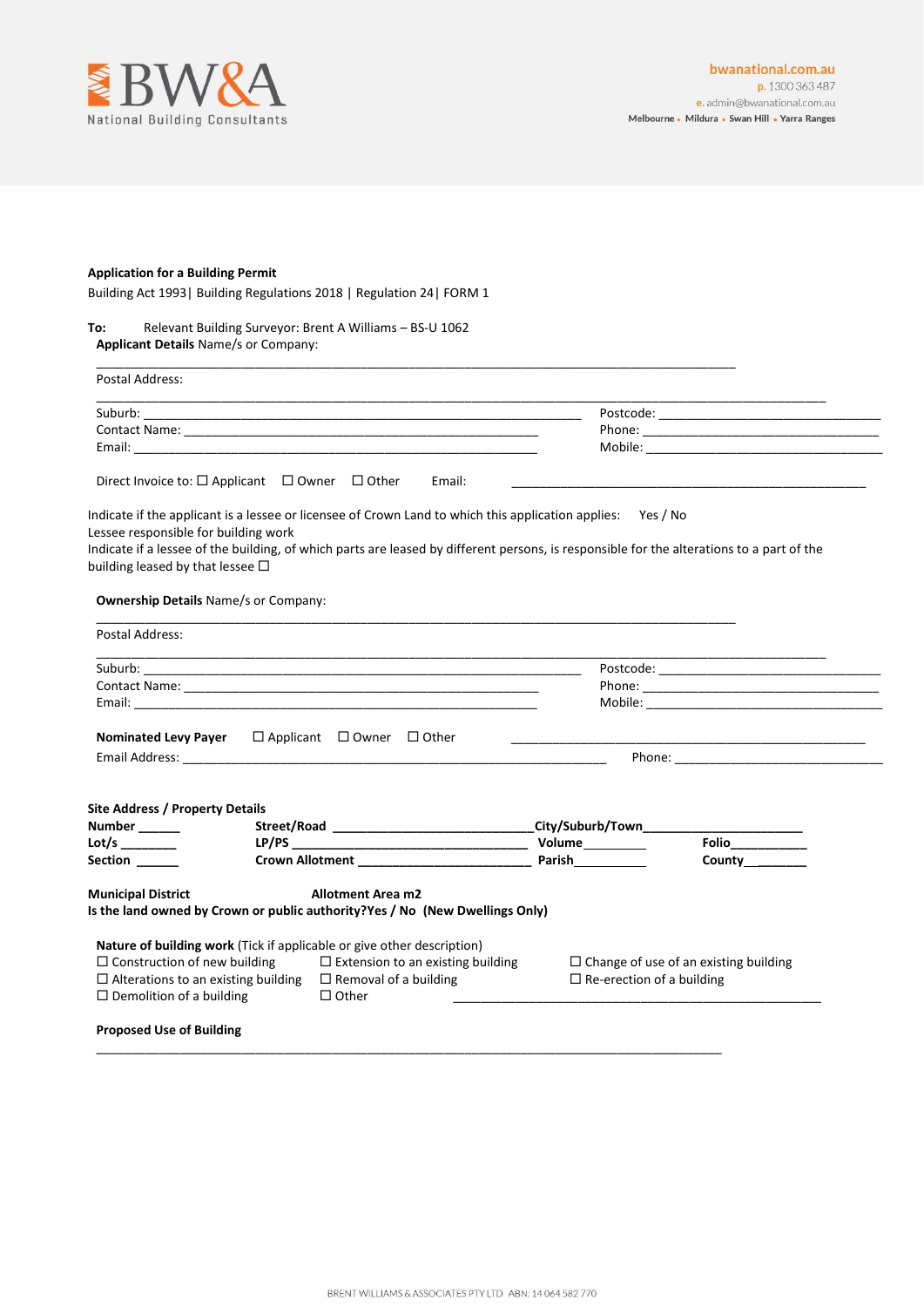BW&A
National Building Consultants

bwanational.com.au
p. 1300 363 487
e. admin@bwanational.com.au
Melbourne • Mildura • Swan Hill • Yarra Ranges

**Application for a Building Permit**

Building Act 1993| Building Regulations 2018 | Regulation 24| FORM 1

**To:** Relevant Building Surveyor: Brent A Williams – BS-U 1062

**Applicant Details** Name/s or Company:

______________________________________________________________________________

Postal Address:

______________________________________________________________________________

Suburb: ________________________________________________ Postcode: ______________________________

Contact Name: _______________________________________ Phone: ______________________________

Email: ______________________________________________ Mobile: ______________________________

Direct Invoice to: ☐ Applicant ☐ Owner ☐ Other Email: ______________________________________________

Indicate if the applicant is a lessee or licensee of Crown Land to which this application applies: Yes / No

Lessee responsible for building work

Indicate if a lessee of the building, of which parts are leased by different persons, is responsible for the alterations to a part of the building leased by that lessee ☐

**Ownership Details** Name/s or Company:

______________________________________________________________________________

Postal Address:

______________________________________________________________________________

Suburb: ________________________________________________ Postcode: ______________________________

Contact Name: _______________________________________ Phone: ______________________________

Email: ______________________________________________ Mobile: ______________________________

**Nominated Levy Payer** ☐ Applicant ☐ Owner ☐ Other ______________________________________________

Email Address: ______________________________________________ Phone: ______________________________

**Site Address / Property Details**

**Number** ______ **Street/Road** ____________________________ **City/Suburb/Town** ______________________

**Lot/s** ________ **LP/PS** ________________________________ **Volume** _________ **Folio** ___________

**Section** ______ **Crown Allotment** ________________________ **Parish** __________ **County** __________

**Municipal District** **Allotment Area m2**

**Is the land owned by Crown or public authority?Yes / No (New Dwellings Only)**

**Nature of building work** (Tick if applicable or give other description)

☐ Construction of new building ☐ Extension to an existing building ☐ Change of use of an existing building

☐ Alterations to an existing building ☐ Removal of a building ☐ Re-erection of a building

☐ Demolition of a building ☐ Other ______________________________________________

**Proposed Use of Building**

______________________________________________________________________________

BRENT WILLIAMS & ASSOCIATES PTY LTD ABN: 14 064 582 770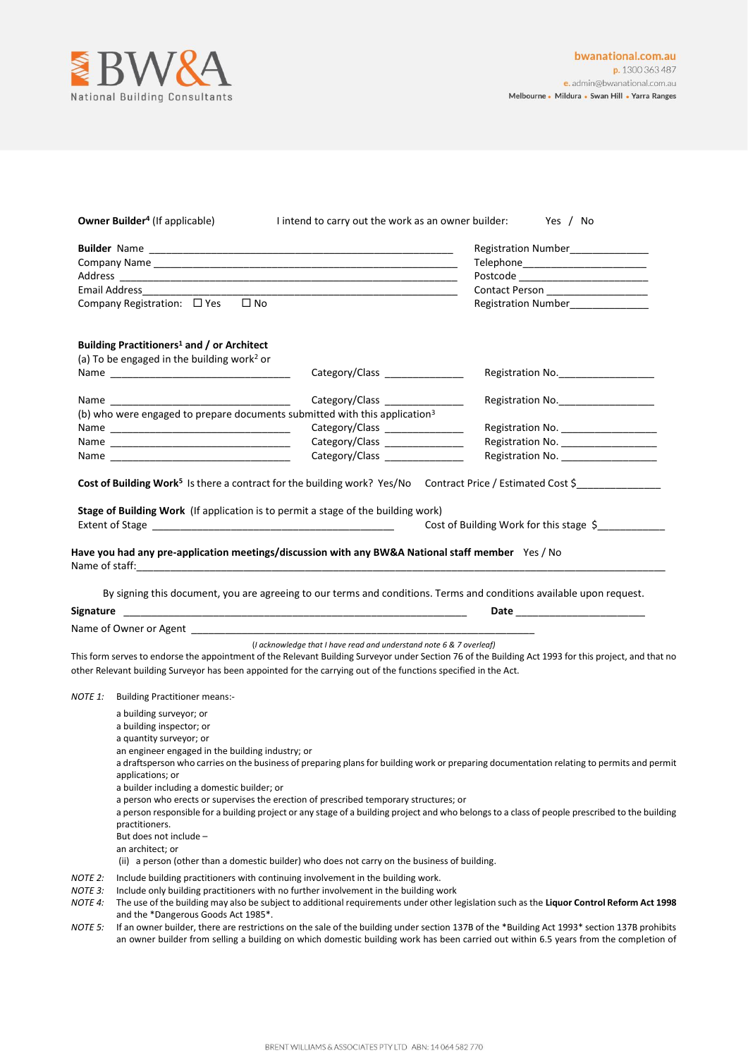**Owner Builder**[4] (If applicable)    I intend to carry out the work as an owner builder:    Yes / No

**Builder** Name ______________________________________________    Registration Number______________
Company Name ______________________________________________    Telephone______________________
Address ______________________________________________    Postcode ______________________
Email Address______________________________________________    Contact Person __________________
Company Registration: ☐ Yes ☐ No    Registration Number______________

**Building Practitioners**[1] **and / or Architect**
(a) To be engaged in the building work[2] or
Name ________________________________    Category/Class ____________    Registration No.________________

Name ________________________________    Category/Class ____________    Registration No.________________
(b) who were engaged to prepare documents submitted with this application[3]
Name ________________________________    Category/Class ____________    Registration No. ________________
Name ________________________________    Category/Class ____________    Registration No. ________________
Name ________________________________    Category/Class ____________    Registration No. ________________

**Cost of Building Work**[5] Is there a contract for the building work? Yes/No    Contract Price / Estimated Cost $______________

**Stage of Building Work** (If application is to permit a stage of the building work)
Extent of Stage ________________________________________    Cost of Building Work for this stage $___________

**Have you had any pre-application meetings/discussion with any BW&A National staff member** Yes / No
Name of staff:______________________________________________________________________________

By signing this document, you are agreeing to our terms and conditions. Terms and conditions available upon request.

**Signature** ________________________________________________________    **Date** ______________________

Name of Owner or Agent ________________________________________________________

*(I acknowledge that I have read and understand note 6 & 7 overleaf)*

This form serves to endorse the appointment of the Relevant Building Surveyor under Section 76 of the Building Act 1993 for this project, and that no other Relevant building Surveyor has been appointed for the carrying out of the functions specified in the Act.

*NOTE 1:* Building Practitioner means:-

a building surveyor; or
a building inspector; or
a quantity surveyor; or
an engineer engaged in the building industry; or
a draftsperson who carries on the business of preparing plans for building work or preparing documentation relating to permits and permit applications; or
a builder including a domestic builder; or
a person who erects or supervises the erection of prescribed temporary structures; or
a person responsible for a building project or any stage of a building project and who belongs to a class of people prescribed to the building practitioners.
But does not include –
an architect; or
(ii) a person (other than a domestic builder) who does not carry on the business of building.

*NOTE 2:* Include building practitioners with continuing involvement in the building work.

*NOTE 3:* Include only building practitioners with no further involvement in the building work

*NOTE 4:* The use of the building may also be subject to additional requirements under other legislation such as the **Liquor Control Reform Act 1998** and the *Dangerous Goods Act 1985*.

*NOTE 5:* If an owner builder, there are restrictions on the sale of the building under section 137B of the *Building Act 1993* section 137B prohibits an owner builder from selling a building on which domestic building work has been carried out within 6.5 years from the completion of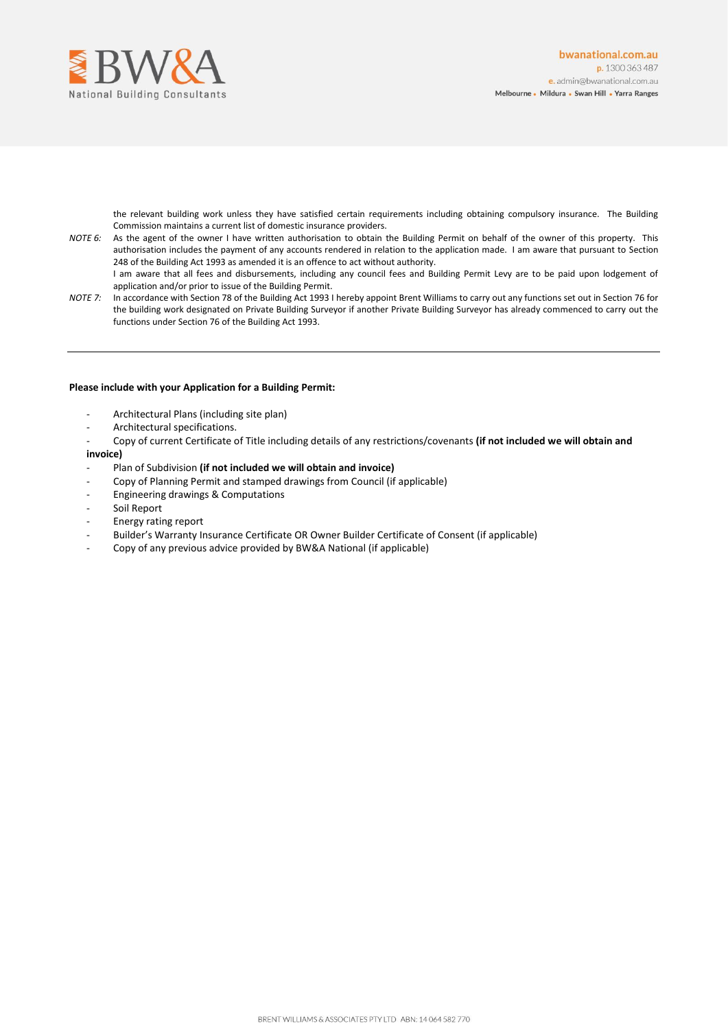the relevant building work unless they have satisfied certain requirements including obtaining compulsory insurance. The Building Commission maintains a current list of domestic insurance providers.

*NOTE 6:* As the agent of the owner I have written authorisation to obtain the Building Permit on behalf of the owner of this property. This authorisation includes the payment of any accounts rendered in relation to the application made. I am aware that pursuant to Section 248 of the Building Act 1993 as amended it is an offence to act without authority.
I am aware that all fees and disbursements, including any council fees and Building Permit Levy are to be paid upon lodgement of application and/or prior to issue of the Building Permit.

*NOTE 7:* In accordance with Section 78 of the Building Act 1993 I hereby appoint Brent Williams to carry out any functions set out in Section 76 for the building work designated on Private Building Surveyor if another Private Building Surveyor has already commenced to carry out the functions under Section 76 of the Building Act 1993.

---

**Please include with your Application for a Building Permit:**

- Architectural Plans (including site plan)
- Architectural specifications.
- Copy of current Certificate of Title including details of any restrictions/covenants **(if not included we will obtain and invoice)**
- Plan of Subdivision **(if not included we will obtain and invoice)**
- Copy of Planning Permit and stamped drawings from Council (if applicable)
- Engineering drawings & Computations
- Soil Report
- Energy rating report
- Builder's Warranty Insurance Certificate OR Owner Builder Certificate of Consent (if applicable)
- Copy of any previous advice provided by BW&A National (if applicable)